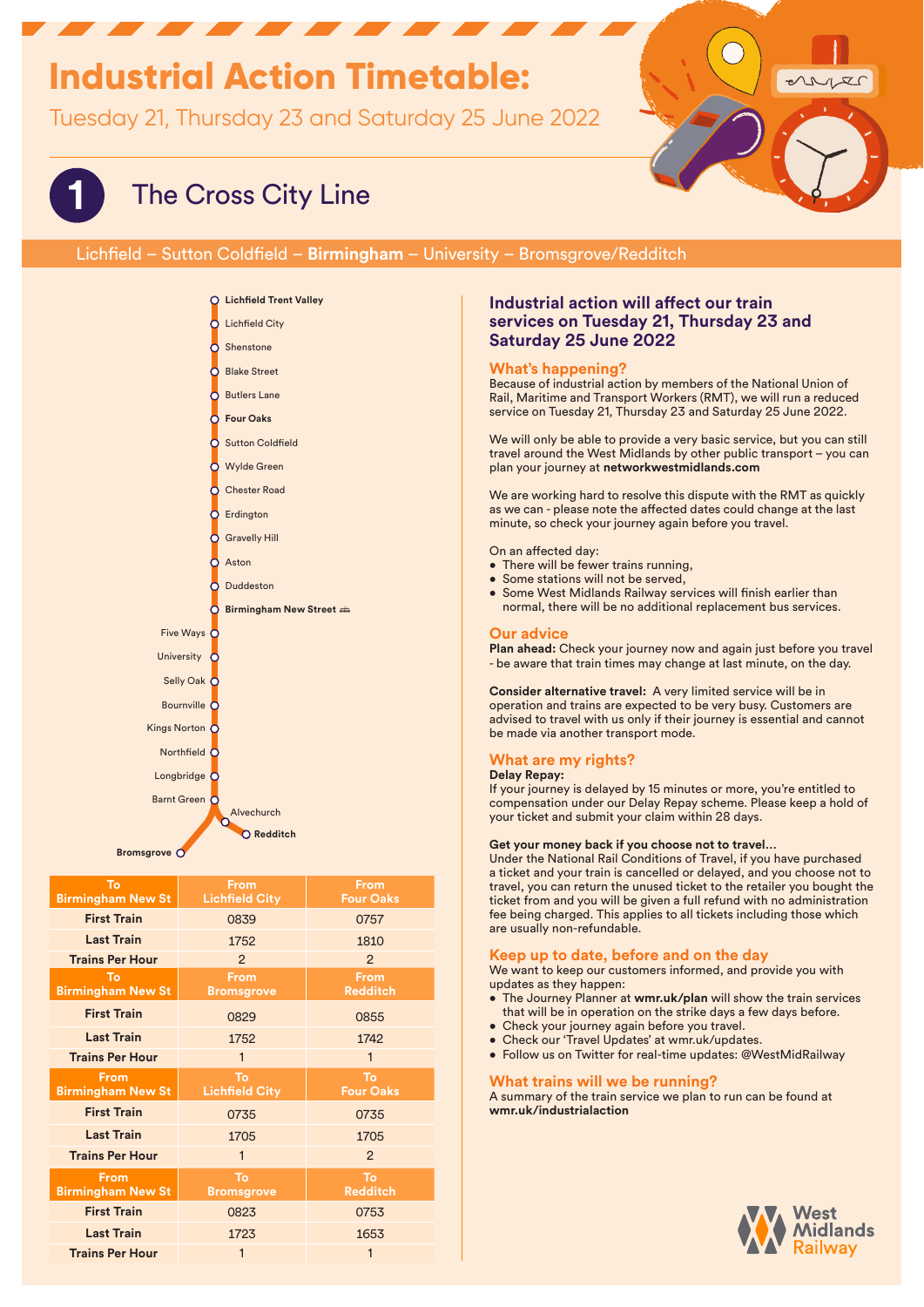# Industrial Action Timetable:

Tuesday 21, Thursday 23 and Saturday 25 June 2022

## 1 The Cross City Line

Lichfield – Sutton Coldfield – **Birmingham** – University – Bromsgrove/Redditch

- **Lichfield Trent Valley**
- Lichfield City
- Shenstone
- Blake Street
- Butlers Lane
- **Four Oaks**
- Sutton Coldfield
- Wylde Green
- Chester Road
- Erdington
- Gravelly Hill
- Aston
- Duddeston
- **Birmingham New Street**
- Five Ways
- University
- Selly Oak
- Bournville
- Kings Norton
- Northfield
- Longbridge
- Barnt Green
- Alvechurch
- **Redditch**
- **Bromsgrove**

| To Birmingham New St | From Lichfield City | From Four Oaks |
|---|---|---|
| First Train | 0839 | 0757 |
| Last Train | 1752 | 1810 |
| Trains Per Hour | 2 | 2 |

| To Birmingham New St | From Bromsgrove | From Redditch |
|---|---|---|
| First Train | 0829 | 0855 |
| Last Train | 1752 | 1742 |
| Trains Per Hour | 1 | 1 |

| From Birmingham New St | To Lichfield City | To Four Oaks |
|---|---|---|
| First Train | 0735 | 0735 |
| Last Train | 1705 | 1705 |
| Trains Per Hour | 1 | 2 |

| From Birmingham New St | To Bromsgrove | To Redditch |
|---|---|---|
| First Train | 0823 | 0753 |
| Last Train | 1723 | 1653 |
| Trains Per Hour | 1 | 1 |

### Industrial action will affect our train services on Tuesday 21, Thursday 23 and Saturday 25 June 2022

#### What's happening?

Because of industrial action by members of the National Union of Rail, Maritime and Transport Workers (RMT), we will run a reduced service on Tuesday 21, Thursday 23 and Saturday 25 June 2022.

We will only be able to provide a very basic service, but you can still travel around the West Midlands by other public transport – you can plan your journey at **networkwestmidlands.com**

We are working hard to resolve this dispute with the RMT as quickly as we can - please note the affected dates could change at the last minute, so check your journey again before you travel.

On an affected day:

- There will be fewer trains running,
- Some stations will not be served,
- Some West Midlands Railway services will finish earlier than normal, there will be no additional replacement bus services.

#### Our advice

**Plan ahead:** Check your journey now and again just before you travel - be aware that train times may change at last minute, on the day.

**Consider alternative travel:** A very limited service will be in operation and trains are expected to be very busy. Customers are advised to travel with us only if their journey is essential and cannot be made via another transport mode.

#### What are my rights?

**Delay Repay:**

If your journey is delayed by 15 minutes or more, you're entitled to compensation under our Delay Repay scheme. Please keep a hold of your ticket and submit your claim within 28 days.

**Get your money back if you choose not to travel...**

Under the National Rail Conditions of Travel, if you have purchased a ticket and your train is cancelled or delayed, and you choose not to travel, you can return the unused ticket to the retailer you bought the ticket from and you will be given a full refund with no administration fee being charged. This applies to all tickets including those which are usually non-refundable.

#### Keep up to date, before and on the day

We want to keep our customers informed, and provide you with updates as they happen:

- The Journey Planner at **wmr.uk/plan** will show the train services that will be in operation on the strike days a few days before.
- Check your journey again before you travel.
- Check our 'Travel Updates' at wmr.uk/updates.
- Follow us on Twitter for real-time updates: @WestMidRailway

#### What trains will we be running?

A summary of the train service we plan to run can be found at **wmr.uk/industrialaction**

West Midlands Railway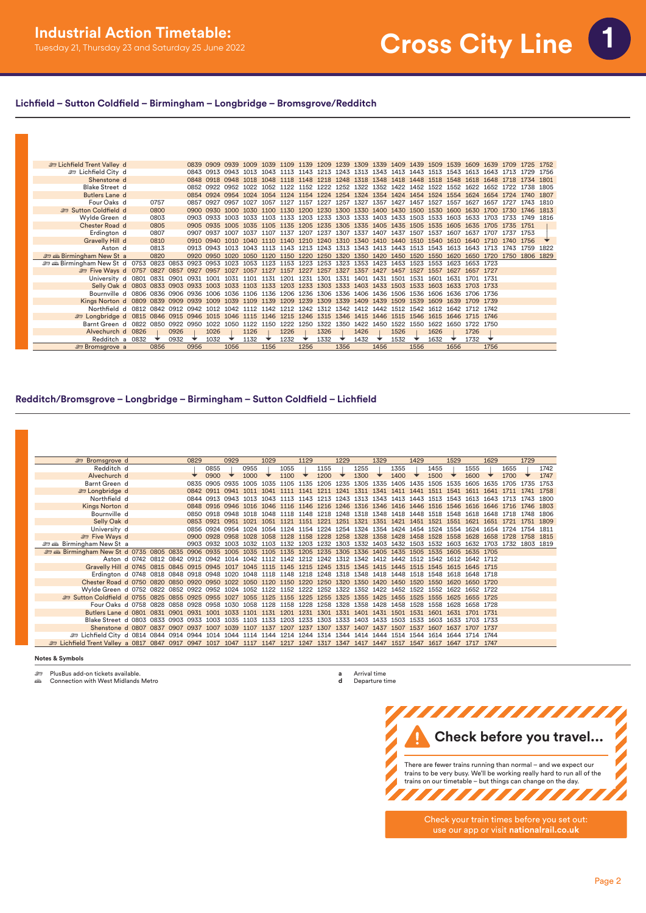# Industrial Action Timetable:

Tuesday 21, Thursday 23 and Saturday 25 June 2022

# Cross City Line 1

## Lichfield – Sutton Coldfield – Birmingham – Longbridge – Bromsgrove/Redditch

| | | | | | | | | | | | | | | | | | | | | | | | | |
|---|---|---|---|---|---|---|---|---|---|---|---|---|---|---|---|---|---|---|---|---|---|---|---|---|
| Lichfield Trent Valley | d | | | | 0839 | 0909 | 0939 | 1009 | 1039 | 1109 | 1139 | 1209 | 1239 | 1309 | 1339 | 1409 | 1439 | 1509 | 1539 | 1609 | 1639 | 1709 | 1725 | 1752 |
| Lichfield City | d | | | | 0843 | 0913 | 0943 | 1013 | 1043 | 1113 | 1143 | 1213 | 1243 | 1313 | 1343 | 1413 | 1443 | 1513 | 1543 | 1613 | 1643 | 1713 | 1729 | 1756 |
| Shenstone | d | | | | 0848 | 0918 | 0948 | 1018 | 1048 | 1118 | 1148 | 1218 | 1248 | 1318 | 1348 | 1418 | 1448 | 1518 | 1548 | 1618 | 1648 | 1718 | 1734 | 1801 |
| Blake Street | d | | | | 0852 | 0922 | 0952 | 1022 | 1052 | 1122 | 1152 | 1222 | 1252 | 1322 | 1352 | 1422 | 1452 | 1522 | 1552 | 1622 | 1652 | 1722 | 1738 | 1805 |
| Butlers Lane | d | | | | 0854 | 0924 | 0954 | 1024 | 1054 | 1124 | 1154 | 1224 | 1254 | 1324 | 1354 | 1424 | 1454 | 1524 | 1554 | 1624 | 1654 | 1724 | 1740 | 1807 |
| Four Oaks | d | | 0757 | | 0857 | 0927 | 0957 | 1027 | 1057 | 1127 | 1157 | 1227 | 1257 | 1327 | 1357 | 1427 | 1457 | 1527 | 1557 | 1627 | 1657 | 1727 | 1743 | 1810 |
| Sutton Coldfield | d | | 0800 | | 0900 | 0930 | 1000 | 1030 | 1100 | 1130 | 1200 | 1230 | 1300 | 1330 | 1400 | 1430 | 1500 | 1530 | 1600 | 1630 | 1700 | 1730 | 1746 | 1813 |
| Wylde Green | d | | 0803 | | 0903 | 0933 | 1003 | 1033 | 1103 | 1133 | 1203 | 1233 | 1303 | 1333 | 1403 | 1433 | 1503 | 1533 | 1603 | 1633 | 1703 | 1733 | 1749 | 1816 |
| Chester Road | d | | 0805 | | 0905 | 0935 | 1005 | 1035 | 1105 | 1135 | 1205 | 1235 | 1305 | 1335 | 1405 | 1435 | 1505 | 1535 | 1605 | 1635 | 1705 | 1735 | 1751 | \| |
| Erdington | d | | 0807 | | 0907 | 0937 | 1007 | 1037 | 1107 | 1137 | 1207 | 1237 | 1307 | 1337 | 1407 | 1437 | 1507 | 1537 | 1607 | 1637 | 1707 | 1737 | 1753 | \| |
| Gravelly Hill | d | | 0810 | | 0910 | 0940 | 1010 | 1040 | 1110 | 1140 | 1210 | 1240 | 1310 | 1340 | 1410 | 1440 | 1510 | 1540 | 1610 | 1640 | 1710 | 1740 | 1756 | ↓ |
| Aston | d | | 0813 | | 0913 | 0943 | 1013 | 1043 | 1113 | 1143 | 1213 | 1243 | 1313 | 1343 | 1413 | 1443 | 1513 | 1543 | 1613 | 1643 | 1713 | 1743 | 1759 | 1822 |
| Birmingham New St | a | | 0820 | | 0920 | 0950 | 1020 | 1050 | 1120 | 1150 | 1220 | 1250 | 1320 | 1350 | 1420 | 1450 | 1520 | 1550 | 1620 | 1650 | 1720 | 1750 | 1806 | 1829 |
| Birmingham New St | d | 0753 | 0823 | 0853 | 0923 | 0953 | 1023 | 1053 | 1123 | 1153 | 1223 | 1253 | 1323 | 1353 | 1423 | 1453 | 1523 | 1553 | 1623 | 1653 | 1723 | | | |
| Five Ways | d | 0757 | 0827 | 0857 | 0927 | 0957 | 1027 | 1057 | 1127 | 1157 | 1227 | 1257 | 1327 | 1357 | 1427 | 1457 | 1527 | 1557 | 1627 | 1657 | 1727 | | | |
| University | d | 0801 | 0831 | 0901 | 0931 | 1001 | 1031 | 1101 | 1131 | 1201 | 1231 | 1301 | 1331 | 1401 | 1431 | 1501 | 1531 | 1601 | 1631 | 1701 | 1731 | | | |
| Selly Oak | d | 0803 | 0833 | 0903 | 0933 | 1003 | 1033 | 1103 | 1133 | 1203 | 1233 | 1303 | 1333 | 1403 | 1433 | 1503 | 1533 | 1603 | 1633 | 1703 | 1733 | | | |
| Bournville | d | 0806 | 0836 | 0906 | 0936 | 1006 | 1036 | 1106 | 1136 | 1206 | 1236 | 1306 | 1336 | 1406 | 1436 | 1506 | 1536 | 1606 | 1636 | 1706 | 1736 | | | |
| Kings Norton | d | 0809 | 0839 | 0909 | 0939 | 1009 | 1039 | 1109 | 1139 | 1209 | 1239 | 1309 | 1339 | 1409 | 1439 | 1509 | 1539 | 1609 | 1639 | 1709 | 1739 | | | |
| Northfield | d | 0812 | 0842 | 0912 | 0942 | 1012 | 1042 | 1112 | 1142 | 1212 | 1242 | 1312 | 1342 | 1412 | 1442 | 1512 | 1542 | 1612 | 1642 | 1712 | 1742 | | | |
| Longbridge | d | 0815 | 0846 | 0915 | 0946 | 1015 | 1046 | 1115 | 1146 | 1215 | 1246 | 1315 | 1346 | 1415 | 1446 | 1515 | 1546 | 1615 | 1646 | 1715 | 1746 | | | |
| Barnt Green | d | 0822 | 0850 | 0922 | 0950 | 1022 | 1050 | 1122 | 1150 | 1222 | 1250 | 1322 | 1350 | 1422 | 1450 | 1522 | 1550 | 1622 | 1650 | 1722 | 1750 | | | |
| Alvechurch | d | 0826 | \| | 0926 | \| | 1026 | \| | 1126 | \| | 1226 | \| | 1326 | \| | 1426 | \| | 1526 | \| | 1626 | \| | 1726 | \| | | | |
| Redditch | a | 0832 | ↓ | 0932 | ↓ | 1032 | ↓ | 1132 | ↓ | 1232 | ↓ | 1332 | ↓ | 1432 | ↓ | 1532 | ↓ | 1632 | ↓ | 1732 | ↓ | | | |
| Bromsgrove | a | | 0856 | | 0956 | | 1056 | | 1156 | | 1256 | | 1356 | | 1456 | | 1556 | | 1656 | | 1756 | | | |

## Redditch/Bromsgrove – Longbridge – Birmingham – Sutton Coldfield – Lichfield

| | | | | | | | | | | | | | | | | | | | | | | | | |
|---|---|---|---|---|---|---|---|---|---|---|---|---|---|---|---|---|---|---|---|---|---|---|---|---|
| Bromsgrove | d | | | | 0829 | | 0929 | | 1029 | | 1129 | | 1229 | | 1329 | | 1429 | | 1529 | | 1629 | | 1729 | |
| Redditch | d | | | | \| | 0855 | \| | 0955 | \| | 1055 | \| | 1155 | \| | 1255 | \| | 1355 | \| | 1455 | \| | 1555 | \| | 1655 | \| | 1742 |
| Alvechurch | d | | | | ↓ | 0900 | ↓ | 1000 | ↓ | 1100 | ↓ | 1200 | ↓ | 1300 | ↓ | 1400 | ↓ | 1500 | ↓ | 1600 | ↓ | 1700 | ↓ | 1747 |
| Barnt Green | d | | | | 0835 | 0905 | 0935 | 1005 | 1035 | 1105 | 1135 | 1205 | 1235 | 1305 | 1335 | 1405 | 1435 | 1505 | 1535 | 1605 | 1635 | 1705 | 1735 | 1753 |
| Longbridge | d | | | | 0842 | 0911 | 0941 | 1011 | 1041 | 1111 | 1141 | 1211 | 1241 | 1311 | 1341 | 1411 | 1441 | 1511 | 1541 | 1611 | 1641 | 1711 | 1741 | 1758 |
| Northfield | d | | | | 0844 | 0913 | 0943 | 1013 | 1043 | 1113 | 1143 | 1213 | 1243 | 1313 | 1343 | 1413 | 1443 | 1513 | 1543 | 1613 | 1643 | 1713 | 1743 | 1800 |
| Kings Norton | d | | | | 0848 | 0916 | 0946 | 1016 | 1046 | 1116 | 1146 | 1216 | 1246 | 1316 | 1346 | 1416 | 1446 | 1516 | 1546 | 1616 | 1646 | 1716 | 1746 | 1803 |
| Bournville | d | | | | 0850 | 0918 | 0948 | 1018 | 1048 | 1118 | 1148 | 1218 | 1248 | 1318 | 1348 | 1418 | 1448 | 1518 | 1548 | 1618 | 1648 | 1718 | 1748 | 1806 |
| Selly Oak | d | | | | 0853 | 0921 | 0951 | 1021 | 1051 | 1121 | 1151 | 1221 | 1251 | 1321 | 1351 | 1421 | 1451 | 1521 | 1551 | 1621 | 1651 | 1721 | 1751 | 1809 |
| University | d | | | | 0856 | 0924 | 0954 | 1024 | 1054 | 1124 | 1154 | 1224 | 1254 | 1324 | 1354 | 1424 | 1454 | 1524 | 1554 | 1624 | 1654 | 1724 | 1754 | 1811 |
| Five Ways | d | | | | 0900 | 0928 | 0958 | 1028 | 1058 | 1128 | 1158 | 1228 | 1258 | 1328 | 1358 | 1428 | 1458 | 1528 | 1558 | 1628 | 1658 | 1728 | 1758 | 1815 |
| Birmingham New St | a | | | | 0903 | 0932 | 1003 | 1032 | 1103 | 1132 | 1203 | 1232 | 1303 | 1332 | 1403 | 1432 | 1503 | 1532 | 1603 | 1632 | 1703 | 1732 | 1803 | 1819 |
| Birmingham New St | d | 0735 | 0805 | 0835 | 0906 | 0935 | 1005 | 1035 | 1105 | 1135 | 1205 | 1235 | 1305 | 1336 | 1405 | 1435 | 1505 | 1535 | 1605 | 1635 | 1705 | | | |
| Aston | d | 0742 | 0812 | 0842 | 0912 | 0942 | 1014 | 1042 | 1112 | 1142 | 1212 | 1242 | 1312 | 1342 | 1412 | 1442 | 1512 | 1542 | 1612 | 1642 | 1712 | | | |
| Gravelly Hill | d | 0745 | 0815 | 0845 | 0915 | 0945 | 1017 | 1045 | 1115 | 1145 | 1215 | 1245 | 1315 | 1345 | 1415 | 1445 | 1515 | 1545 | 1615 | 1645 | 1715 | | | |
| Erdington | d | 0748 | 0818 | 0848 | 0918 | 0948 | 1020 | 1048 | 1118 | 1148 | 1218 | 1248 | 1318 | 1348 | 1418 | 1448 | 1518 | 1548 | 1618 | 1648 | 1718 | | | |
| Chester Road | d | 0750 | 0820 | 0850 | 0920 | 0950 | 1022 | 1050 | 1120 | 1150 | 1220 | 1250 | 1320 | 1350 | 1420 | 1450 | 1520 | 1550 | 1620 | 1650 | 1720 | | | |
| Wylde Green | d | 0752 | 0822 | 0852 | 0922 | 0952 | 1024 | 1052 | 1122 | 1152 | 1222 | 1252 | 1322 | 1352 | 1422 | 1452 | 1522 | 1552 | 1622 | 1652 | 1722 | | | |
| Sutton Coldfield | d | 0755 | 0825 | 0855 | 0925 | 0955 | 1027 | 1055 | 1125 | 1155 | 1225 | 1255 | 1325 | 1355 | 1425 | 1455 | 1525 | 1555 | 1625 | 1655 | 1725 | | | |
| Four Oaks | d | 0758 | 0828 | 0858 | 0928 | 0958 | 1030 | 1058 | 1128 | 1158 | 1228 | 1258 | 1328 | 1358 | 1428 | 1458 | 1528 | 1558 | 1628 | 1658 | 1728 | | | |
| Butlers Lane | d | 0801 | 0831 | 0901 | 0931 | 1001 | 1033 | 1101 | 1131 | 1201 | 1231 | 1301 | 1331 | 1401 | 1431 | 1501 | 1531 | 1601 | 1631 | 1701 | 1731 | | | |
| Blake Street | d | 0803 | 0833 | 0903 | 0933 | 1003 | 1035 | 1103 | 1133 | 1203 | 1233 | 1303 | 1333 | 1403 | 1433 | 1503 | 1533 | 1603 | 1633 | 1703 | 1733 | | | |
| Shenstone | d | 0807 | 0837 | 0907 | 0937 | 1007 | 1039 | 1107 | 1137 | 1207 | 1237 | 1307 | 1337 | 1407 | 1437 | 1507 | 1537 | 1607 | 1637 | 1707 | 1737 | | | |
| Lichfield City | d | 0814 | 0844 | 0914 | 0944 | 1014 | 1044 | 1114 | 1144 | 1214 | 1244 | 1314 | 1344 | 1414 | 1444 | 1514 | 1544 | 1614 | 1644 | 1714 | 1744 | | | |
| Lichfield Trent Valley | a | 0817 | 0847 | 0917 | 0947 | 1017 | 1047 | 1117 | 1147 | 1217 | 1247 | 1317 | 1347 | 1417 | 1447 | 1517 | 1547 | 1617 | 1647 | 1717 | 1747 | | | |

### Notes & Symbols

- PlusBus add-on tickets available.
- Connection with West Midlands Metro
- **a** Arrival time
- **d** Departure time

## Check before you travel...

There are fewer trains running than normal – and we expect our trains to be very busy. We'll be working really hard to run all of the trains on our timetable – but things can change on the day.

Check your train times before you set out: use our app or visit **nationalrail.co.uk**